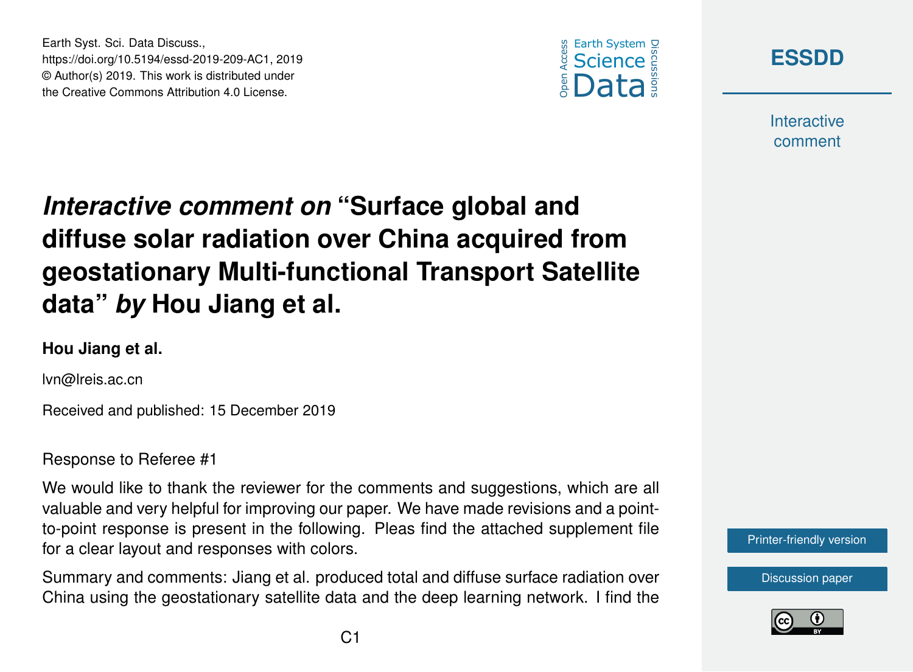Earth Syst. Sci. Data Discuss.,
https://doi.org/10.5194/essd-2019-209-AC1, 2019
© Author(s) 2019. This work is distributed under
the Creative Commons Attribution 4.0 License.

# *Interactive comment on* "Surface global and diffuse solar radiation over China acquired from geostationary Multi-functional Transport Satellite data" *by* Hou Jiang et al.

**Hou Jiang et al.**

lvn@lreis.ac.cn

Received and published: 15 December 2019

Response to Referee #1

We would like to thank the reviewer for the comments and suggestions, which are all valuable and very helpful for improving our paper. We have made revisions and a point-to-point response is present in the following. Pleas find the attached supplement file for a clear layout and responses with colors.

Summary and comments: Jiang et al. produced total and diffuse surface radiation over China using the geostationary satellite data and the deep learning network. I find the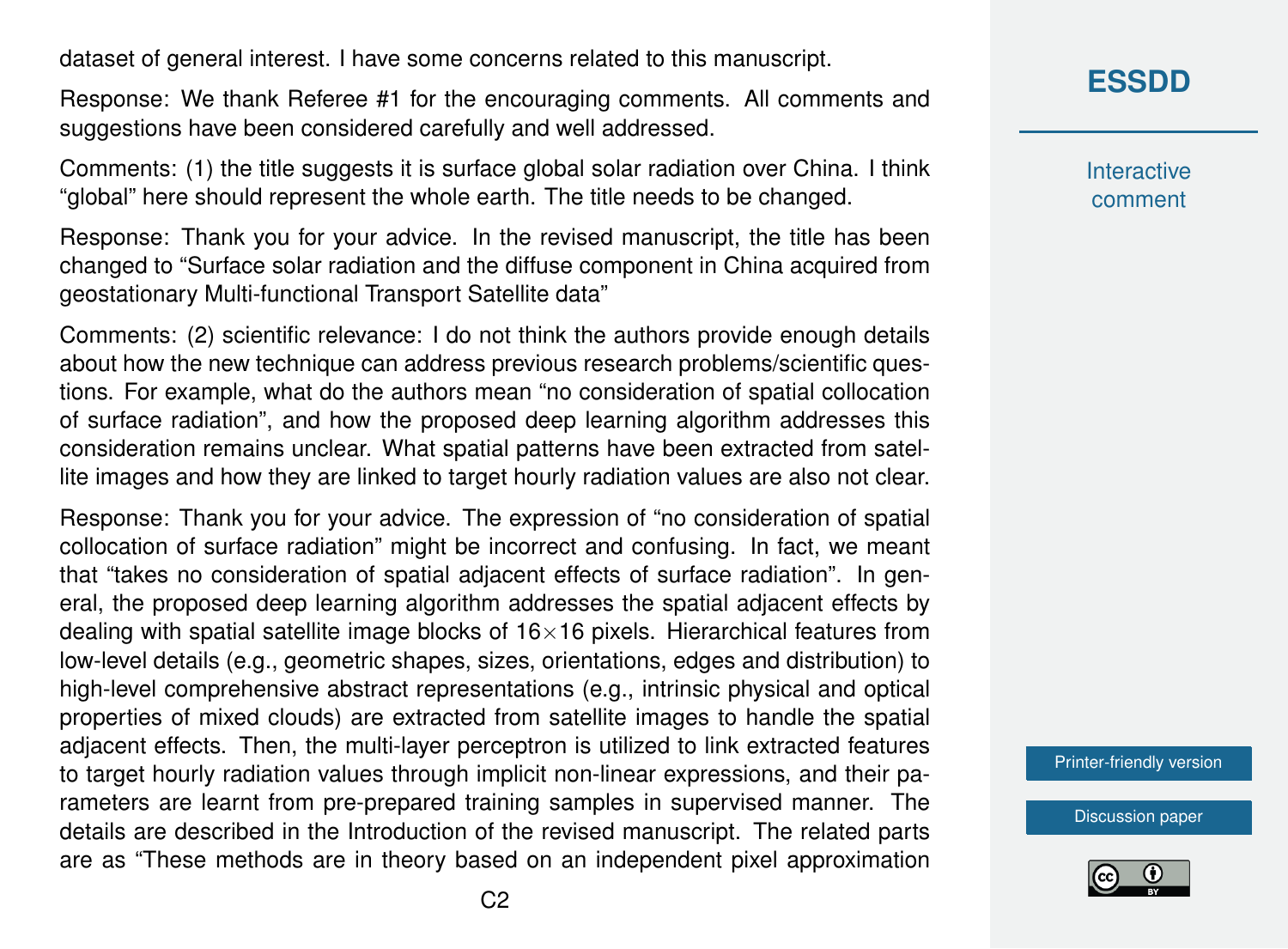dataset of general interest. I have some concerns related to this manuscript.

Response: We thank Referee #1 for the encouraging comments. All comments and suggestions have been considered carefully and well addressed.

Comments: (1) the title suggests it is surface global solar radiation over China. I think "global" here should represent the whole earth. The title needs to be changed.

Response: Thank you for your advice. In the revised manuscript, the title has been changed to "Surface solar radiation and the diffuse component in China acquired from geostationary Multi-functional Transport Satellite data"

Comments: (2) scientific relevance: I do not think the authors provide enough details about how the new technique can address previous research problems/scientific questions. For example, what do the authors mean "no consideration of spatial collocation of surface radiation", and how the proposed deep learning algorithm addresses this consideration remains unclear. What spatial patterns have been extracted from satellite images and how they are linked to target hourly radiation values are also not clear.

Response: Thank you for your advice. The expression of "no consideration of spatial collocation of surface radiation" might be incorrect and confusing. In fact, we meant that "takes no consideration of spatial adjacent effects of surface radiation". In general, the proposed deep learning algorithm addresses the spatial adjacent effects by dealing with spatial satellite image blocks of $16\times16$ pixels. Hierarchical features from low-level details (e.g., geometric shapes, sizes, orientations, edges and distribution) to high-level comprehensive abstract representations (e.g., intrinsic physical and optical properties of mixed clouds) are extracted from satellite images to handle the spatial adjacent effects. Then, the multi-layer perceptron is utilized to link extracted features to target hourly radiation values through implicit non-linear expressions, and their parameters are learnt from pre-prepared training samples in supervised manner. The details are described in the Introduction of the revised manuscript. The related parts are as "These methods are in theory based on an independent pixel approximation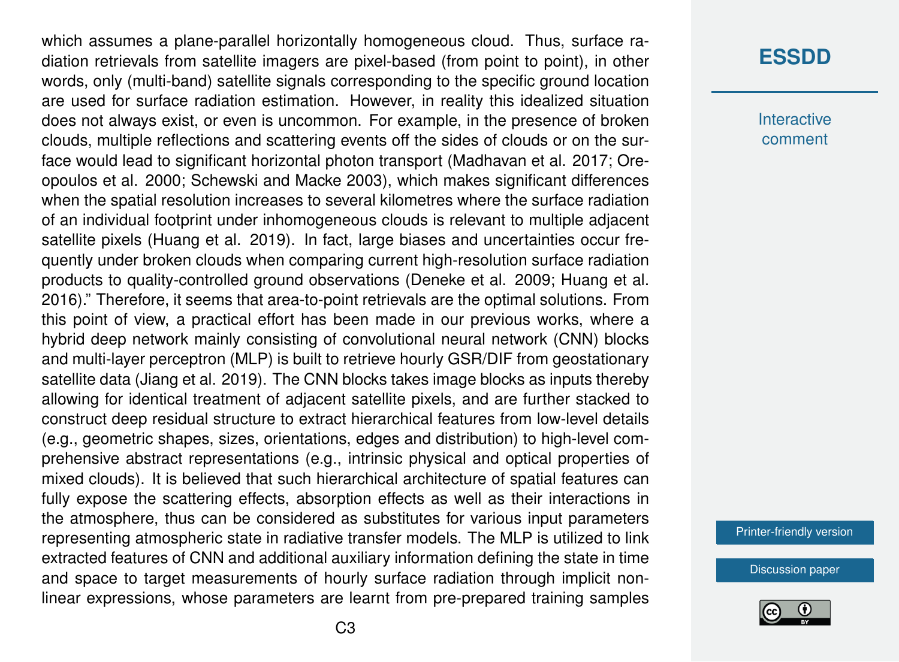which assumes a plane-parallel horizontally homogeneous cloud. Thus, surface radiation retrievals from satellite imagers are pixel-based (from point to point), in other words, only (multi-band) satellite signals corresponding to the specific ground location are used for surface radiation estimation. However, in reality this idealized situation does not always exist, or even is uncommon. For example, in the presence of broken clouds, multiple reflections and scattering events off the sides of clouds or on the surface would lead to significant horizontal photon transport (Madhavan et al. 2017; Oreopoulos et al. 2000; Schewski and Macke 2003), which makes significant differences when the spatial resolution increases to several kilometres where the surface radiation of an individual footprint under inhomogeneous clouds is relevant to multiple adjacent satellite pixels (Huang et al. 2019). In fact, large biases and uncertainties occur frequently under broken clouds when comparing current high-resolution surface radiation products to quality-controlled ground observations (Deneke et al. 2009; Huang et al. 2016)." Therefore, it seems that area-to-point retrievals are the optimal solutions. From this point of view, a practical effort has been made in our previous works, where a hybrid deep network mainly consisting of convolutional neural network (CNN) blocks and multi-layer perceptron (MLP) is built to retrieve hourly GSR/DIF from geostationary satellite data (Jiang et al. 2019). The CNN blocks takes image blocks as inputs thereby allowing for identical treatment of adjacent satellite pixels, and are further stacked to construct deep residual structure to extract hierarchical features from low-level details (e.g., geometric shapes, sizes, orientations, edges and distribution) to high-level comprehensive abstract representations (e.g., intrinsic physical and optical properties of mixed clouds). It is believed that such hierarchical architecture of spatial features can fully expose the scattering effects, absorption effects as well as their interactions in the atmosphere, thus can be considered as substitutes for various input parameters representing atmospheric state in radiative transfer models. The MLP is utilized to link extracted features of CNN and additional auxiliary information defining the state in time and space to target measurements of hourly surface radiation through implicit non-linear expressions, whose parameters are learnt from pre-prepared training samples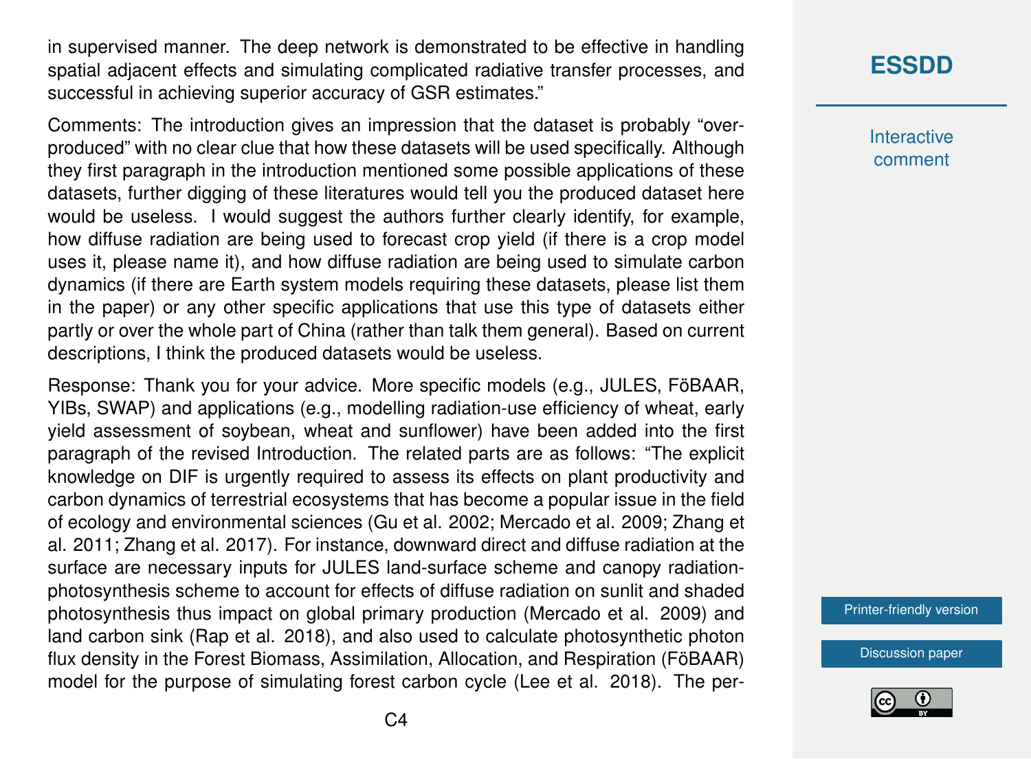in supervised manner. The deep network is demonstrated to be effective in handling spatial adjacent effects and simulating complicated radiative transfer processes, and successful in achieving superior accuracy of GSR estimates."

Comments: The introduction gives an impression that the dataset is probably "over-produced" with no clear clue that how these datasets will be used specifically. Although they first paragraph in the introduction mentioned some possible applications of these datasets, further digging of these literatures would tell you the produced dataset here would be useless. I would suggest the authors further clearly identify, for example, how diffuse radiation are being used to forecast crop yield (if there is a crop model uses it, please name it), and how diffuse radiation are being used to simulate carbon dynamics (if there are Earth system models requiring these datasets, please list them in the paper) or any other specific applications that use this type of datasets either partly or over the whole part of China (rather than talk them general). Based on current descriptions, I think the produced datasets would be useless.

Response: Thank you for your advice. More specific models (e.g., JULES, FöBAAR, YIBs, SWAP) and applications (e.g., modelling radiation-use efficiency of wheat, early yield assessment of soybean, wheat and sunflower) have been added into the first paragraph of the revised Introduction. The related parts are as follows: "The explicit knowledge on DIF is urgently required to assess its effects on plant productivity and carbon dynamics of terrestrial ecosystems that has become a popular issue in the field of ecology and environmental sciences (Gu et al. 2002; Mercado et al. 2009; Zhang et al. 2011; Zhang et al. 2017). For instance, downward direct and diffuse radiation at the surface are necessary inputs for JULES land-surface scheme and canopy radiation-photosynthesis scheme to account for effects of diffuse radiation on sunlit and shaded photosynthesis thus impact on global primary production (Mercado et al. 2009) and land carbon sink (Rap et al. 2018), and also used to calculate photosynthetic photon flux density in the Forest Biomass, Assimilation, Allocation, and Respiration (FöBAAR) model for the purpose of simulating forest carbon cycle (Lee et al. 2018). The per-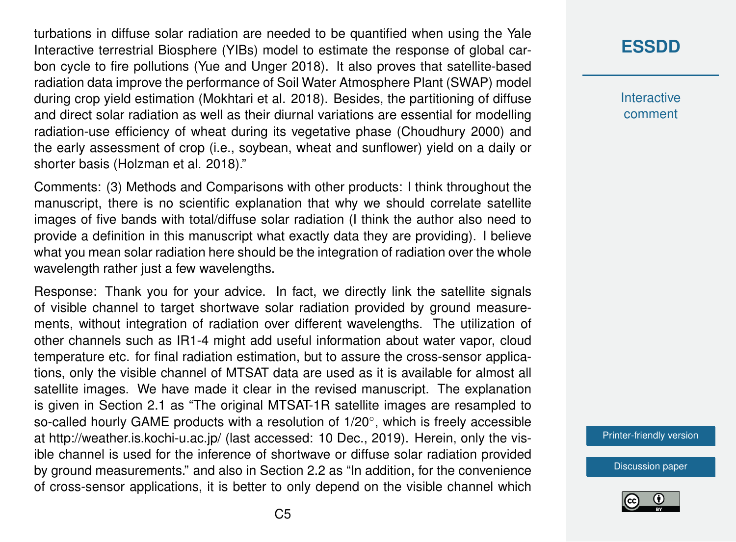turbations in diffuse solar radiation are needed to be quantified when using the Yale Interactive terrestrial Biosphere (YIBs) model to estimate the response of global carbon cycle to fire pollutions (Yue and Unger 2018). It also proves that satellite-based radiation data improve the performance of Soil Water Atmosphere Plant (SWAP) model during crop yield estimation (Mokhtari et al. 2018). Besides, the partitioning of diffuse and direct solar radiation as well as their diurnal variations are essential for modelling radiation-use efficiency of wheat during its vegetative phase (Choudhury 2000) and the early assessment of crop (i.e., soybean, wheat and sunflower) yield on a daily or shorter basis (Holzman et al. 2018)."

Comments: (3) Methods and Comparisons with other products: I think throughout the manuscript, there is no scientific explanation that why we should correlate satellite images of five bands with total/diffuse solar radiation (I think the author also need to provide a definition in this manuscript what exactly data they are providing). I believe what you mean solar radiation here should be the integration of radiation over the whole wavelength rather just a few wavelengths.

Response: Thank you for your advice. In fact, we directly link the satellite signals of visible channel to target shortwave solar radiation provided by ground measurements, without integration of radiation over different wavelengths. The utilization of other channels such as IR1-4 might add useful information about water vapor, cloud temperature etc. for final radiation estimation, but to assure the cross-sensor applications, only the visible channel of MTSAT data are used as it is available for almost all satellite images. We have made it clear in the revised manuscript. The explanation is given in Section 2.1 as "The original MTSAT-1R satellite images are resampled to so-called hourly GAME products with a resolution of 1/20°, which is freely accessible at http://weather.is.kochi-u.ac.jp/ (last accessed: 10 Dec., 2019). Herein, only the visible channel is used for the inference of shortwave or diffuse solar radiation provided by ground measurements." and also in Section 2.2 as "In addition, for the convenience of cross-sensor applications, it is better to only depend on the visible channel which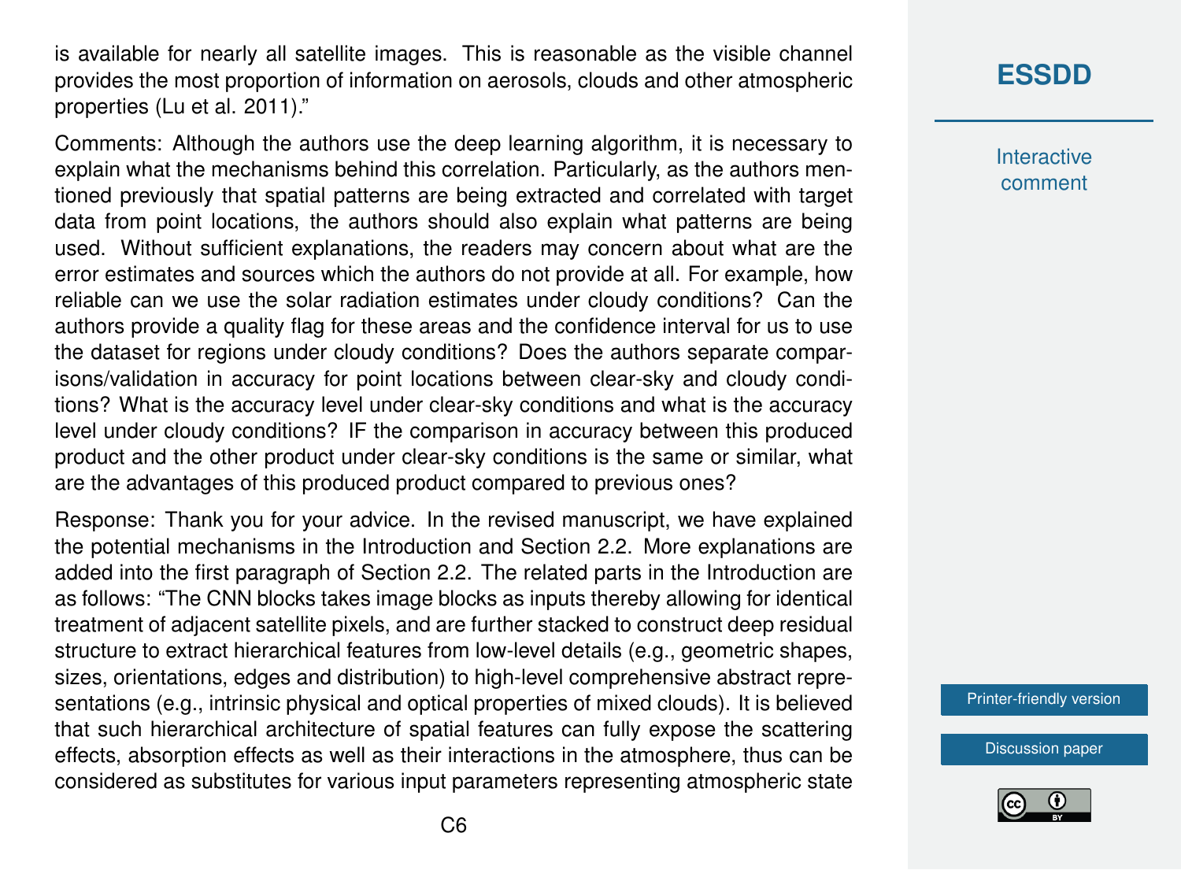is available for nearly all satellite images. This is reasonable as the visible channel provides the most proportion of information on aerosols, clouds and other atmospheric properties (Lu et al. 2011)."

Comments: Although the authors use the deep learning algorithm, it is necessary to explain what the mechanisms behind this correlation. Particularly, as the authors mentioned previously that spatial patterns are being extracted and correlated with target data from point locations, the authors should also explain what patterns are being used. Without sufficient explanations, the readers may concern about what are the error estimates and sources which the authors do not provide at all. For example, how reliable can we use the solar radiation estimates under cloudy conditions? Can the authors provide a quality flag for these areas and the confidence interval for us to use the dataset for regions under cloudy conditions? Does the authors separate comparisons/validation in accuracy for point locations between clear-sky and cloudy conditions? What is the accuracy level under clear-sky conditions and what is the accuracy level under cloudy conditions? IF the comparison in accuracy between this produced product and the other product under clear-sky conditions is the same or similar, what are the advantages of this produced product compared to previous ones?

Response: Thank you for your advice. In the revised manuscript, we have explained the potential mechanisms in the Introduction and Section 2.2. More explanations are added into the first paragraph of Section 2.2. The related parts in the Introduction are as follows: "The CNN blocks takes image blocks as inputs thereby allowing for identical treatment of adjacent satellite pixels, and are further stacked to construct deep residual structure to extract hierarchical features from low-level details (e.g., geometric shapes, sizes, orientations, edges and distribution) to high-level comprehensive abstract representations (e.g., intrinsic physical and optical properties of mixed clouds). It is believed that such hierarchical architecture of spatial features can fully expose the scattering effects, absorption effects as well as their interactions in the atmosphere, thus can be considered as substitutes for various input parameters representing atmospheric state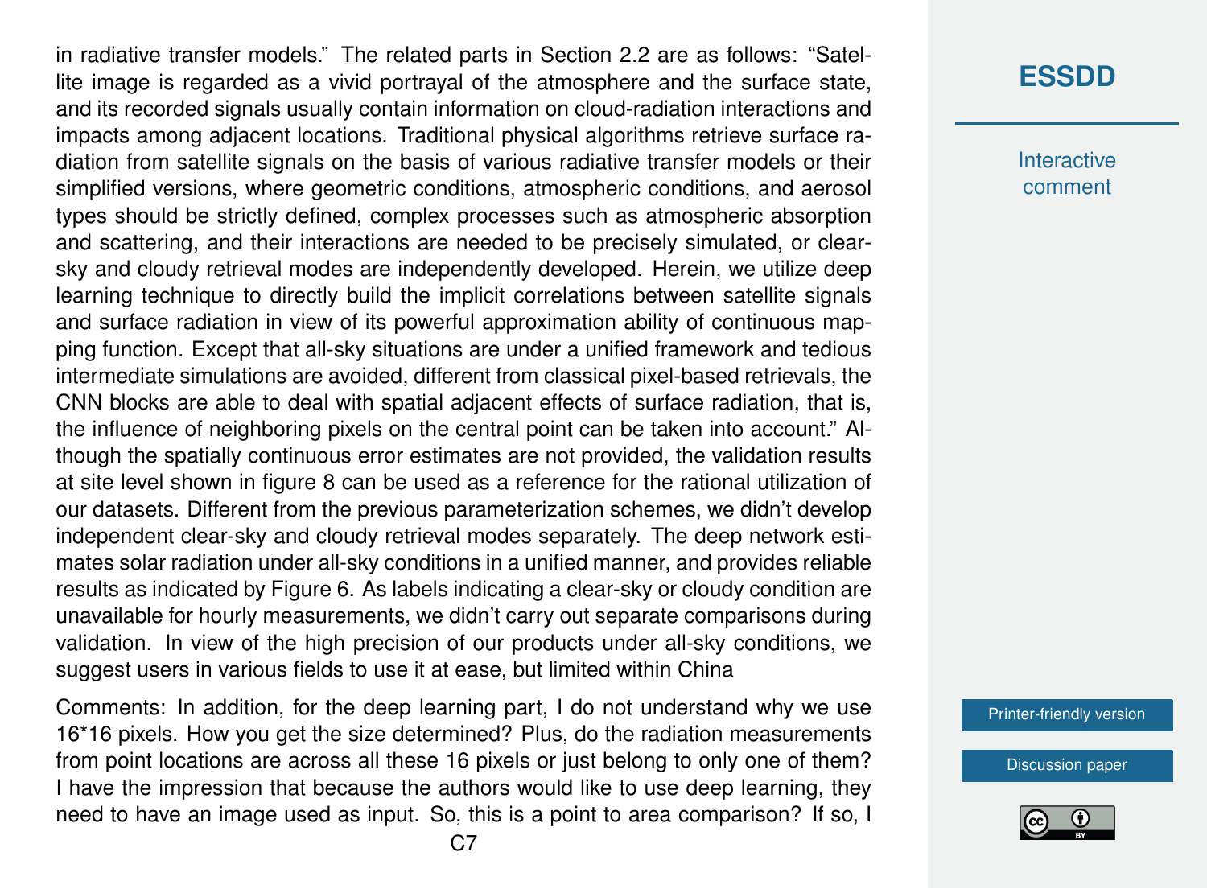in radiative transfer models." The related parts in Section 2.2 are as follows: "Satellite image is regarded as a vivid portrayal of the atmosphere and the surface state, and its recorded signals usually contain information on cloud-radiation interactions and impacts among adjacent locations. Traditional physical algorithms retrieve surface radiation from satellite signals on the basis of various radiative transfer models or their simplified versions, where geometric conditions, atmospheric conditions, and aerosol types should be strictly defined, complex processes such as atmospheric absorption and scattering, and their interactions are needed to be precisely simulated, or clear-sky and cloudy retrieval modes are independently developed. Herein, we utilize deep learning technique to directly build the implicit correlations between satellite signals and surface radiation in view of its powerful approximation ability of continuous mapping function. Except that all-sky situations are under a unified framework and tedious intermediate simulations are avoided, different from classical pixel-based retrievals, the CNN blocks are able to deal with spatial adjacent effects of surface radiation, that is, the influence of neighboring pixels on the central point can be taken into account." Although the spatially continuous error estimates are not provided, the validation results at site level shown in figure 8 can be used as a reference for the rational utilization of our datasets. Different from the previous parameterization schemes, we didn't develop independent clear-sky and cloudy retrieval modes separately. The deep network estimates solar radiation under all-sky conditions in a unified manner, and provides reliable results as indicated by Figure 6. As labels indicating a clear-sky or cloudy condition are unavailable for hourly measurements, we didn't carry out separate comparisons during validation. In view of the high precision of our products under all-sky conditions, we suggest users in various fields to use it at ease, but limited within China

Comments: In addition, for the deep learning part, I do not understand why we use 16*16 pixels. How you get the size determined? Plus, do the radiation measurements from point locations are across all these 16 pixels or just belong to only one of them? I have the impression that because the authors would like to use deep learning, they need to have an image used as input. So, this is a point to area comparison? If so, I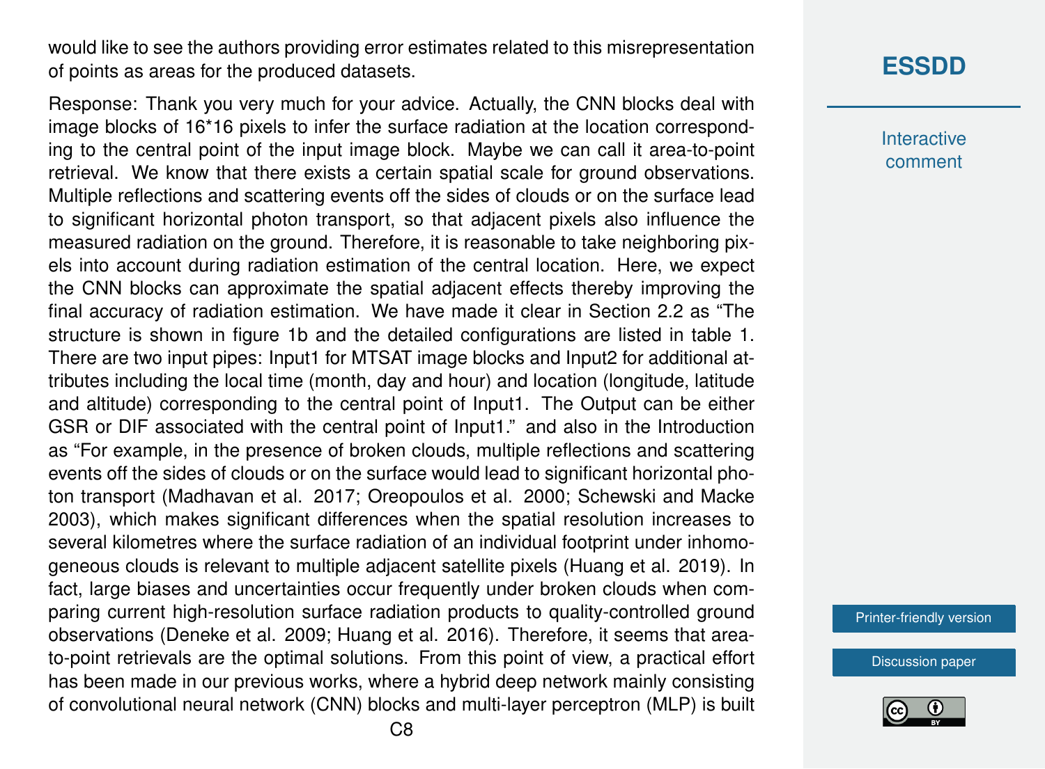would like to see the authors providing error estimates related to this misrepresentation of points as areas for the produced datasets.

Response: Thank you very much for your advice. Actually, the CNN blocks deal with image blocks of 16*16 pixels to infer the surface radiation at the location corresponding to the central point of the input image block. Maybe we can call it area-to-point retrieval. We know that there exists a certain spatial scale for ground observations. Multiple reflections and scattering events off the sides of clouds or on the surface lead to significant horizontal photon transport, so that adjacent pixels also influence the measured radiation on the ground. Therefore, it is reasonable to take neighboring pixels into account during radiation estimation of the central location. Here, we expect the CNN blocks can approximate the spatial adjacent effects thereby improving the final accuracy of radiation estimation. We have made it clear in Section 2.2 as "The structure is shown in figure 1b and the detailed configurations are listed in table 1. There are two input pipes: Input1 for MTSAT image blocks and Input2 for additional attributes including the local time (month, day and hour) and location (longitude, latitude and altitude) corresponding to the central point of Input1. The Output can be either GSR or DIF associated with the central point of Input1." and also in the Introduction as "For example, in the presence of broken clouds, multiple reflections and scattering events off the sides of clouds or on the surface would lead to significant horizontal photon transport (Madhavan et al. 2017; Oreopoulos et al. 2000; Schewski and Macke 2003), which makes significant differences when the spatial resolution increases to several kilometres where the surface radiation of an individual footprint under inhomogeneous clouds is relevant to multiple adjacent satellite pixels (Huang et al. 2019). In fact, large biases and uncertainties occur frequently under broken clouds when comparing current high-resolution surface radiation products to quality-controlled ground observations (Deneke et al. 2009; Huang et al. 2016). Therefore, it seems that area-to-point retrievals are the optimal solutions. From this point of view, a practical effort has been made in our previous works, where a hybrid deep network mainly consisting of convolutional neural network (CNN) blocks and multi-layer perceptron (MLP) is built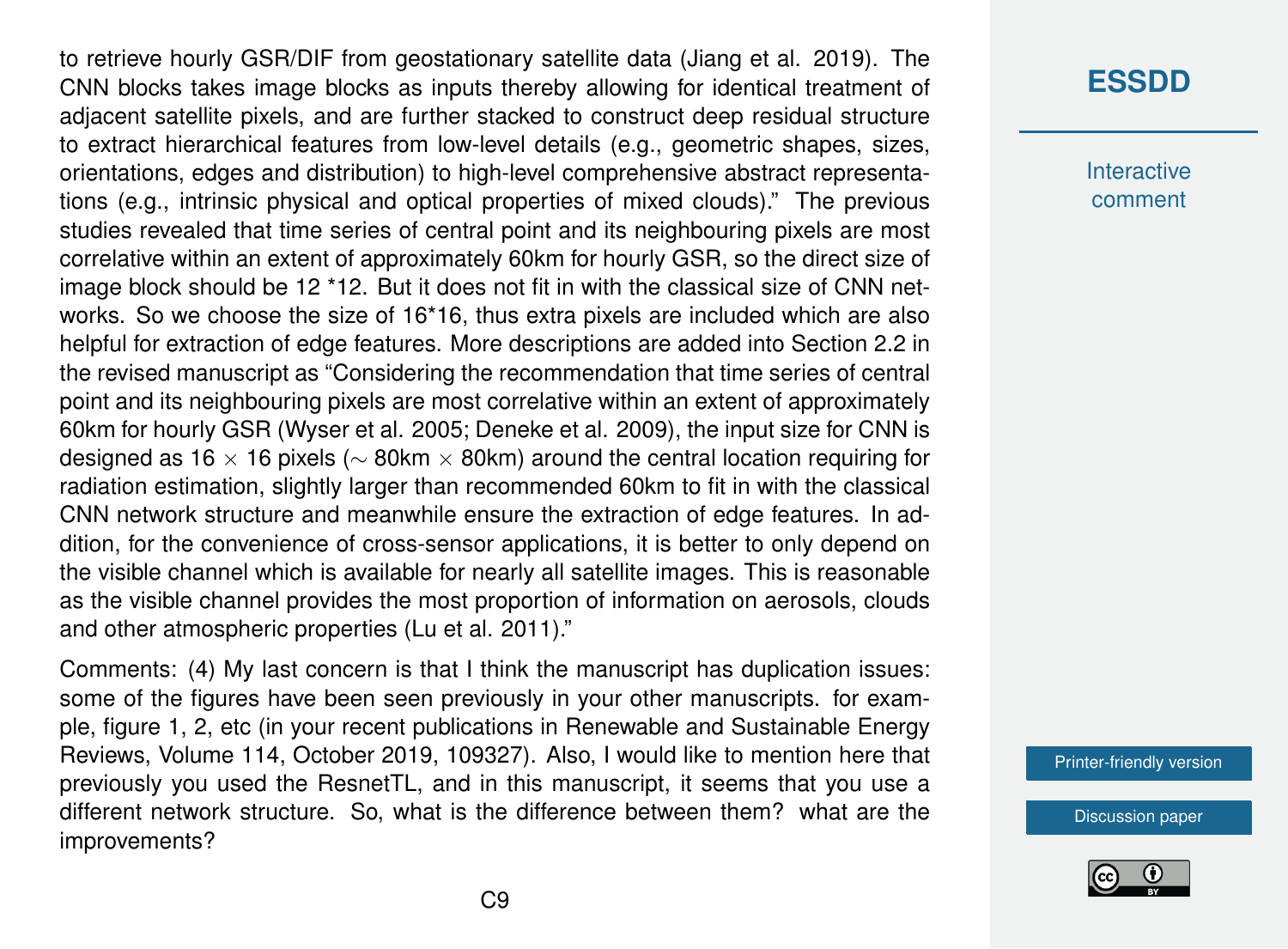to retrieve hourly GSR/DIF from geostationary satellite data (Jiang et al. 2019). The CNN blocks takes image blocks as inputs thereby allowing for identical treatment of adjacent satellite pixels, and are further stacked to construct deep residual structure to extract hierarchical features from low-level details (e.g., geometric shapes, sizes, orientations, edges and distribution) to high-level comprehensive abstract representations (e.g., intrinsic physical and optical properties of mixed clouds)." The previous studies revealed that time series of central point and its neighbouring pixels are most correlative within an extent of approximately 60km for hourly GSR, so the direct size of image block should be 12 *12. But it does not fit in with the classical size of CNN networks. So we choose the size of 16*16, thus extra pixels are included which are also helpful for extraction of edge features. More descriptions are added into Section 2.2 in the revised manuscript as "Considering the recommendation that time series of central point and its neighbouring pixels are most correlative within an extent of approximately 60km for hourly GSR (Wyser et al. 2005; Deneke et al. 2009), the input size for CNN is designed as $16 \times 16$ pixels ($\sim$ 80km $\times$ 80km) around the central location requiring for radiation estimation, slightly larger than recommended 60km to fit in with the classical CNN network structure and meanwhile ensure the extraction of edge features. In addition, for the convenience of cross-sensor applications, it is better to only depend on the visible channel which is available for nearly all satellite images. This is reasonable as the visible channel provides the most proportion of information on aerosols, clouds and other atmospheric properties (Lu et al. 2011)."

Comments: (4) My last concern is that I think the manuscript has duplication issues: some of the figures have been seen previously in your other manuscripts. for example, figure 1, 2, etc (in your recent publications in Renewable and Sustainable Energy Reviews, Volume 114, October 2019, 109327). Also, I would like to mention here that previously you used the ResnetTL, and in this manuscript, it seems that you use a different network structure. So, what is the difference between them? what are the improvements?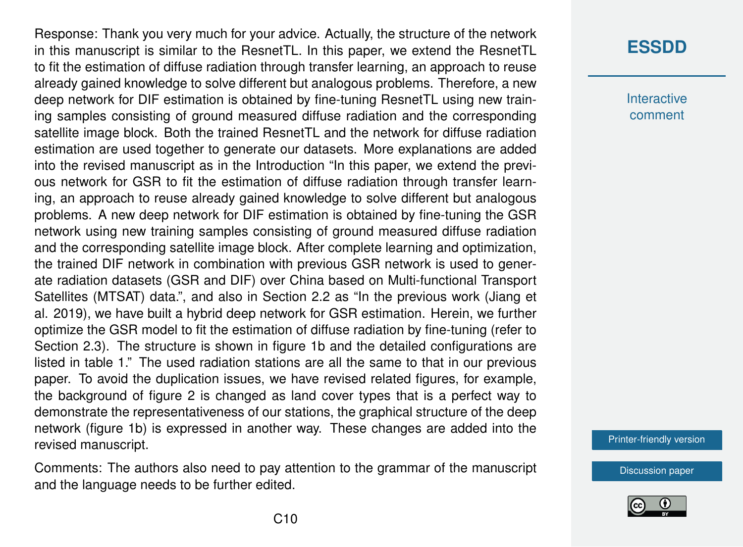Response: Thank you very much for your advice. Actually, the structure of the network in this manuscript is similar to the ResnetTL. In this paper, we extend the ResnetTL to fit the estimation of diffuse radiation through transfer learning, an approach to reuse already gained knowledge to solve different but analogous problems. Therefore, a new deep network for DIF estimation is obtained by fine-tuning ResnetTL using new training samples consisting of ground measured diffuse radiation and the corresponding satellite image block. Both the trained ResnetTL and the network for diffuse radiation estimation are used together to generate our datasets. More explanations are added into the revised manuscript as in the Introduction "In this paper, we extend the previous network for GSR to fit the estimation of diffuse radiation through transfer learning, an approach to reuse already gained knowledge to solve different but analogous problems. A new deep network for DIF estimation is obtained by fine-tuning the GSR network using new training samples consisting of ground measured diffuse radiation and the corresponding satellite image block. After complete learning and optimization, the trained DIF network in combination with previous GSR network is used to generate radiation datasets (GSR and DIF) over China based on Multi-functional Transport Satellites (MTSAT) data.", and also in Section 2.2 as "In the previous work (Jiang et al. 2019), we have built a hybrid deep network for GSR estimation. Herein, we further optimize the GSR model to fit the estimation of diffuse radiation by fine-tuning (refer to Section 2.3). The structure is shown in figure 1b and the detailed configurations are listed in table 1." The used radiation stations are all the same to that in our previous paper. To avoid the duplication issues, we have revised related figures, for example, the background of figure 2 is changed as land cover types that is a perfect way to demonstrate the representativeness of our stations, the graphical structure of the deep network (figure 1b) is expressed in another way. These changes are added into the revised manuscript.

Comments: The authors also need to pay attention to the grammar of the manuscript and the language needs to be further edited.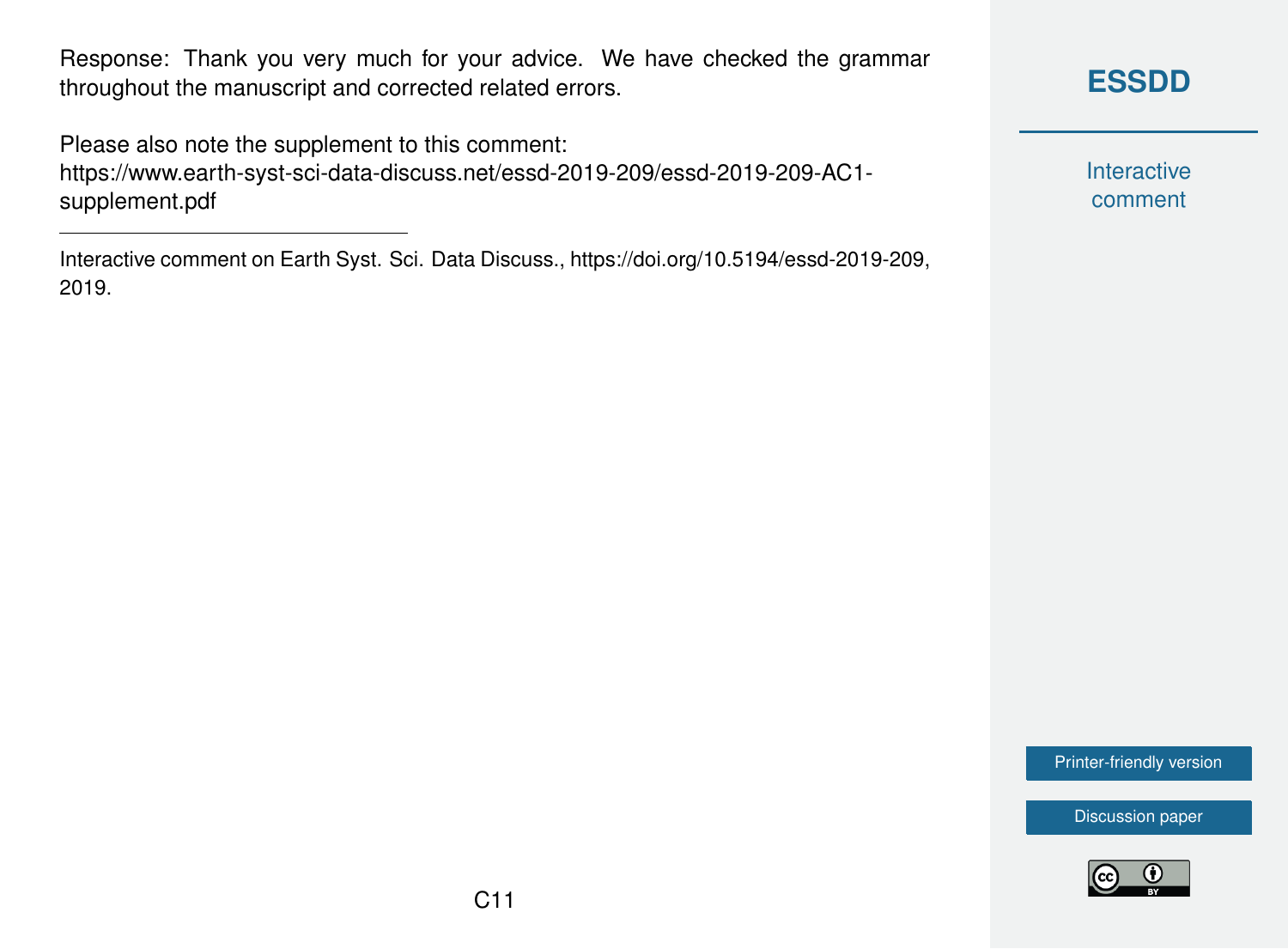Response: Thank you very much for your advice. We have checked the grammar throughout the manuscript and corrected related errors.

Please also note the supplement to this comment:
https://www.earth-syst-sci-data-discuss.net/essd-2019-209/essd-2019-209-AC1-supplement.pdf

---

Interactive comment on Earth Syst. Sci. Data Discuss., https://doi.org/10.5194/essd-2019-209, 2019.